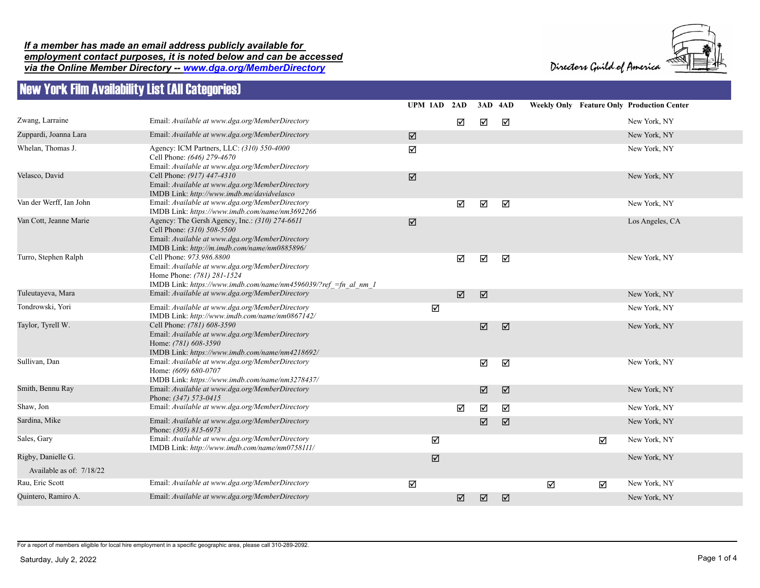***If a member has made an email address publicly available for employment contact purposes, it is noted below and can be accessed via the Online Member Directory -- [www.dga.org/MemberDirectory](www.dga.org/MemberDirectory)***

Directors Guild of America

# New York Film Availability List (All Categories)

| Name | Contact | UPM | 1AD | 2AD | 3AD | 4AD | Weekly Only | Feature Only | Production Center |
|---|---|---|---|---|---|---|---|---|---|
| Zwang, Larraine | Email: *Available at www.dga.org/MemberDirectory* | | | ☑ | ☑ | ☑ | | | New York, NY |
| Zuppardi, Joanna Lara | Email: *Available at www.dga.org/MemberDirectory* | ☑ | | | | | | | New York, NY |
| Whelan, Thomas J. | Agency: ICM Partners, LLC: *(310) 550-4000*<br>Cell Phone: *(646) 279-4670*<br>Email: *Available at www.dga.org/MemberDirectory* | ☑ | | | | | | | New York, NY |
| Velasco, David | Cell Phone: *(917) 447-4310*<br>Email: *Available at www.dga.org/MemberDirectory*<br>IMDB Link: *http://www.imdb.me/davidvelasco* | ☑ | | | | | | | New York, NY |
| Van der Werff, Ian John | Email: *Available at www.dga.org/MemberDirectory*<br>IMDB Link: *https://www.imdb.com/name/nm3692266* | | | ☑ | ☑ | ☑ | | | New York, NY |
| Van Cott, Jeanne Marie | Agency: The Gersh Agency, Inc.: *(310) 274-6611*<br>Cell Phone: *(310) 508-5500*<br>Email: *Available at www.dga.org/MemberDirectory*<br>IMDB Link: *http://m.imdb.com/name/nm0885896/* | ☑ | | | | | | | Los Angeles, CA |
| Turro, Stephen Ralph | Cell Phone: *973.986.8800*<br>Email: *Available at www.dga.org/MemberDirectory*<br>Home Phone: *(781) 281-1524*<br>IMDB Link: *https://www.imdb.com/name/nm4596039/?ref_=fn_al_nm_1* | | | ☑ | ☑ | ☑ | | | New York, NY |
| Tuleutayeva, Mara | Email: *Available at www.dga.org/MemberDirectory* | | | ☑ | ☑ | | | | New York, NY |
| Tondrowski, Yori | Email: *Available at www.dga.org/MemberDirectory*<br>IMDB Link: *http://www.imdb.com/name/nm0867142/* | | ☑ | | | | | | New York, NY |
| Taylor, Tyrell W. | Cell Phone: *(781) 608-3590*<br>Email: *Available at www.dga.org/MemberDirectory*<br>Home: *(781) 608-3590*<br>IMDB Link: *https://www.imdb.com/name/nm4218692/* | | | | ☑ | ☑ | | | New York, NY |
| Sullivan, Dan | Email: *Available at www.dga.org/MemberDirectory*<br>Home: *(609) 680-0707*<br>IMDB Link: *https://www.imdb.com/name/nm3278437/* | | | | ☑ | ☑ | | | New York, NY |
| Smith, Bennu Ray | Email: *Available at www.dga.org/MemberDirectory*<br>Phone: *(347) 573-0415* | | | | ☑ | ☑ | | | New York, NY |
| Shaw, Jon | Email: *Available at www.dga.org/MemberDirectory* | | | ☑ | ☑ | ☑ | | | New York, NY |
| Sardina, Mike | Email: *Available at www.dga.org/MemberDirectory*<br>Phone: *(305) 815-6973* | | | | ☑ | ☑ | | | New York, NY |
| Sales, Gary | Email: *Available at www.dga.org/MemberDirectory*<br>IMDB Link: *http://www.imdb.com/name/nm0758111/* | | ☑ | | | | | ☑ | New York, NY |
| Rigby, Danielle G.<br>Available as of: 7/18/22 | | | ☑ | | | | | | New York, NY |
| Rau, Eric Scott | Email: *Available at www.dga.org/MemberDirectory* | ☑ | | | | | ☑ | ☑ | New York, NY |
| Quintero, Ramiro A. | Email: *Available at www.dga.org/MemberDirectory* | | | ☑ | ☑ | ☑ | | | New York, NY |

For a report of members eligible for local hire employment in a specific geographic area, please call 310-289-2092.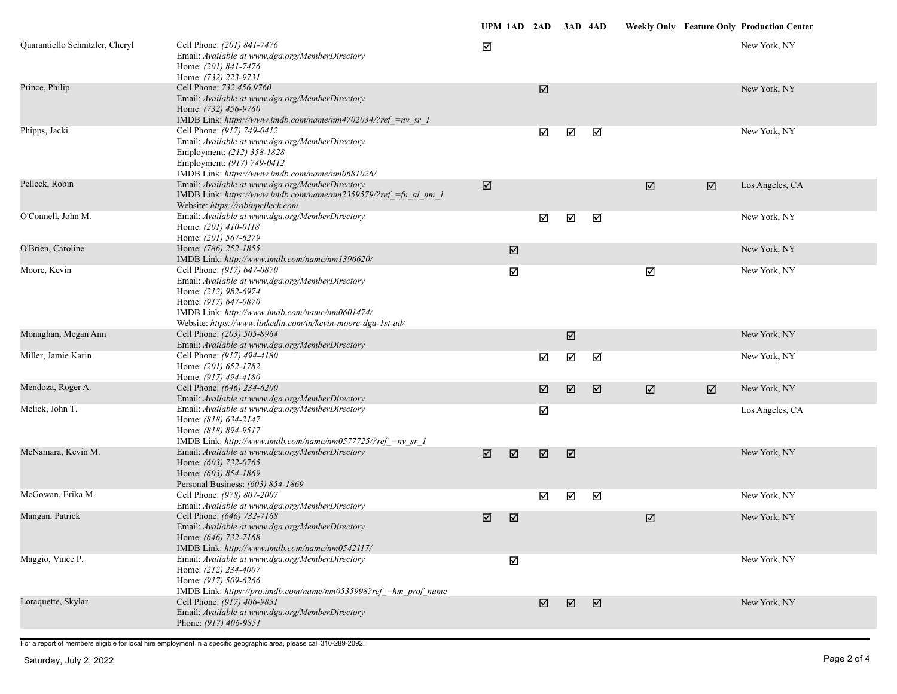| | | UPM | 1AD | 2AD | 3AD | 4AD | Weekly Only | Feature Only | Production Center |
|---|---|---|---|---|---|---|---|---|---|
| Quarantiello Schnitzler, Cheryl | Cell Phone: *(201) 841-7476*<br>Email: *Available at www.dga.org/MemberDirectory*<br>Home: *(201) 841-7476*<br>Home: *(732) 223-9731* | ☑ | | | | | | | New York, NY |
| Prince, Philip | Cell Phone: *732.456.9760*<br>Email: *Available at www.dga.org/MemberDirectory*<br>Home: *(732) 456-9760*<br>IMDB Link: *https://www.imdb.com/name/nm4702034/?ref_=nv_sr_1* | | | ☑ | | | | | New York, NY |
| Phipps, Jacki | Cell Phone: *(917) 749-0412*<br>Email: *Available at www.dga.org/MemberDirectory*<br>Employment: *(212) 358-1828*<br>Employment: *(917) 749-0412*<br>IMDB Link: *https://www.imdb.com/name/nm0681026/* | | | ☑ | ☑ | ☑ | | | New York, NY |
| Pelleck, Robin | Email: *Available at www.dga.org/MemberDirectory*<br>IMDB Link: *https://www.imdb.com/name/nm2359579/?ref_=fn_al_nm_1*<br>Website: *https://robinpelleck.com* | ☑ | | | | | ☑ | ☑ | Los Angeles, CA |
| O'Connell, John M. | Email: *Available at www.dga.org/MemberDirectory*<br>Home: *(201) 410-0118*<br>Home: *(201) 567-6279* | | | ☑ | ☑ | ☑ | | | New York, NY |
| O'Brien, Caroline | Home: *(786) 252-1855*<br>IMDB Link: *http://www.imdb.com/name/nm1396620/* | | ☑ | | | | | | New York, NY |
| Moore, Kevin | Cell Phone: *(917) 647-0870*<br>Email: *Available at www.dga.org/MemberDirectory*<br>Home: *(212) 982-6974*<br>Home: *(917) 647-0870*<br>IMDB Link: *http://www.imdb.com/name/nm0601474/*<br>Website: *https://www.linkedin.com/in/kevin-moore-dga-1st-ad/* | | ☑ | | | | ☑ | | New York, NY |
| Monaghan, Megan Ann | Cell Phone: *(203) 505-8964*<br>Email: *Available at www.dga.org/MemberDirectory* | | | | ☑ | | | | New York, NY |
| Miller, Jamie Karin | Cell Phone: *(917) 494-4180*<br>Home: *(201) 652-1782*<br>Home: *(917) 494-4180* | | | ☑ | ☑ | ☑ | | | New York, NY |
| Mendoza, Roger A. | Cell Phone: *(646) 234-6200*<br>Email: *Available at www.dga.org/MemberDirectory* | | | ☑ | ☑ | ☑ | ☑ | ☑ | New York, NY |
| Melick, John T. | Email: *Available at www.dga.org/MemberDirectory*<br>Home: *(818) 634-2147*<br>Home: *(818) 894-9517*<br>IMDB Link: *http://www.imdb.com/name/nm0577725/?ref_=nv_sr_1* | | | ☑ | | | | | Los Angeles, CA |
| McNamara, Kevin M. | Email: *Available at www.dga.org/MemberDirectory*<br>Home: *(603) 732-0765*<br>Home: *(603) 854-1869*<br>Personal Business: *(603) 854-1869* | ☑ | ☑ | ☑ | ☑ | | | | New York, NY |
| McGowan, Erika M. | Cell Phone: *(978) 807-2007*<br>Email: *Available at www.dga.org/MemberDirectory* | | | ☑ | ☑ | ☑ | | | New York, NY |
| Mangan, Patrick | Cell Phone: *(646) 732-7168*<br>Email: *Available at www.dga.org/MemberDirectory*<br>Home: *(646) 732-7168*<br>IMDB Link: *http://www.imdb.com/name/nm0542117/* | ☑ | ☑ | | | | ☑ | | New York, NY |
| Maggio, Vince P. | Email: *Available at www.dga.org/MemberDirectory*<br>Home: *(212) 234-4007*<br>Home: *(917) 509-6266*<br>IMDB Link: *https://pro.imdb.com/name/nm0535998?ref_=hm_prof_name* | | ☑ | | | | | | New York, NY |
| Loraquette, Skylar | Cell Phone: *(917) 406-9851*<br>Email: *Available at www.dga.org/MemberDirectory*<br>Phone: *(917) 406-9851* | | | ☑ | ☑ | ☑ | | | New York, NY |

For a report of members eligible for local hire employment in a specific geographic area, please call 310-289-2092.

Saturday, July 2, 2022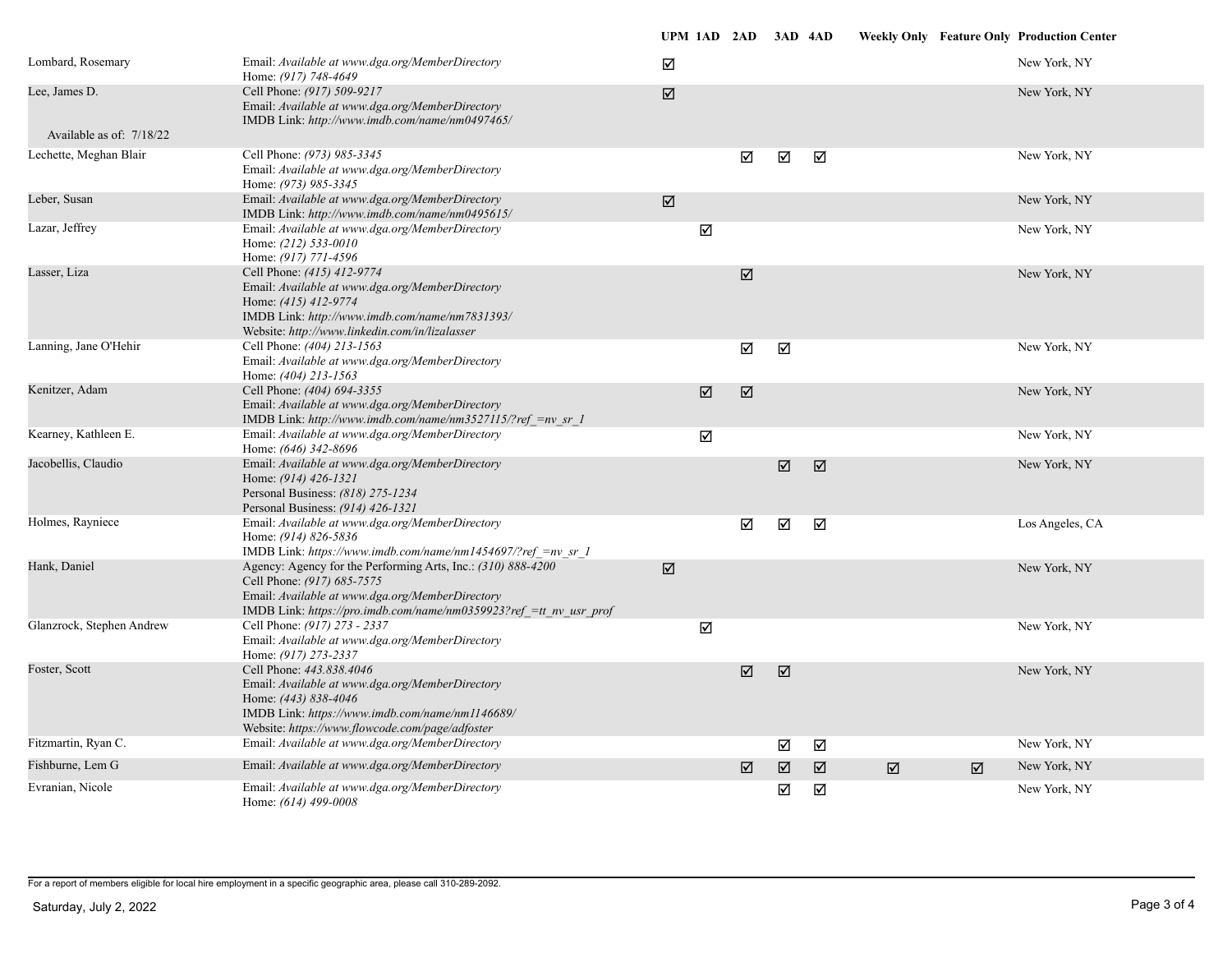| Name | Contact | UPM | 1AD | 2AD | 3AD | 4AD | Weekly Only | Feature Only | Production Center |
|---|---|---|---|---|---|---|---|---|---|
| Lombard, Rosemary | Email: *Available at www.dga.org/MemberDirectory*<br>Home: *(917) 748-4649* | ☑ | | | | | | | New York, NY |
| Lee, James D.<br><br>Available as of: 7/18/22 | Cell Phone: *(917) 509-9217*<br>Email: *Available at www.dga.org/MemberDirectory*<br>IMDB Link: *http://www.imdb.com/name/nm0497465/* | ☑ | | | | | | | New York, NY |
| Lechette, Meghan Blair | Cell Phone: *(973) 985-3345*<br>Email: *Available at www.dga.org/MemberDirectory*<br>Home: *(973) 985-3345* | | | ☑ | ☑ | ☑ | | | New York, NY |
| Leber, Susan | Email: *Available at www.dga.org/MemberDirectory*<br>IMDB Link: *http://www.imdb.com/name/nm0495615/* | ☑ | | | | | | | New York, NY |
| Lazar, Jeffrey | Email: *Available at www.dga.org/MemberDirectory*<br>Home: *(212) 533-0010*<br>Home: *(917) 771-4596* | | ☑ | | | | | | New York, NY |
| Lasser, Liza | Cell Phone: *(415) 412-9774*<br>Email: *Available at www.dga.org/MemberDirectory*<br>Home: *(415) 412-9774*<br>IMDB Link: *http://www.imdb.com/name/nm7831393/*<br>Website: *http://www.linkedin.com/in/lizalasser* | | | ☑ | | | | | New York, NY |
| Lanning, Jane O'Hehir | Cell Phone: *(404) 213-1563*<br>Email: *Available at www.dga.org/MemberDirectory*<br>Home: *(404) 213-1563* | | | ☑ | ☑ | | | | New York, NY |
| Kenitzer, Adam | Cell Phone: *(404) 694-3355*<br>Email: *Available at www.dga.org/MemberDirectory*<br>IMDB Link: *http://www.imdb.com/name/nm3527115/?ref_=nv_sr_1* | | ☑ | ☑ | | | | | New York, NY |
| Kearney, Kathleen E. | Email: *Available at www.dga.org/MemberDirectory*<br>Home: *(646) 342-8696* | | ☑ | | | | | | New York, NY |
| Jacobellis, Claudio | Email: *Available at www.dga.org/MemberDirectory*<br>Home: *(914) 426-1321*<br>Personal Business: *(818) 275-1234*<br>Personal Business: *(914) 426-1321* | | | | ☑ | ☑ | | | New York, NY |
| Holmes, Rayniece | Email: *Available at www.dga.org/MemberDirectory*<br>Home: *(914) 826-5836*<br>IMDB Link: *https://www.imdb.com/name/nm1454697/?ref_=nv_sr_1* | | | ☑ | ☑ | ☑ | | | Los Angeles, CA |
| Hank, Daniel | Agency: Agency for the Performing Arts, Inc.: *(310) 888-4200*<br>Cell Phone: *(917) 685-7575*<br>Email: *Available at www.dga.org/MemberDirectory*<br>IMDB Link: *https://pro.imdb.com/name/nm0359923?ref_=tt_nv_usr_prof* | ☑ | | | | | | | New York, NY |
| Glanzrock, Stephen Andrew | Cell Phone: *(917) 273 - 2337*<br>Email: *Available at www.dga.org/MemberDirectory*<br>Home: *(917) 273-2337* | | ☑ | | | | | | New York, NY |
| Foster, Scott | Cell Phone: *443.838.4046*<br>Email: *Available at www.dga.org/MemberDirectory*<br>Home: *(443) 838-4046*<br>IMDB Link: *https://www.imdb.com/name/nm1146689/*<br>Website: *https://www.flowcode.com/page/adfoster* | | | ☑ | ☑ | | | | New York, NY |
| Fitzmartin, Ryan C. | Email: *Available at www.dga.org/MemberDirectory* | | | | ☑ | ☑ | | | New York, NY |
| Fishburne, Lem G | Email: *Available at www.dga.org/MemberDirectory* | | | ☑ | ☑ | ☑ | ☑ | ☑ | New York, NY |
| Evranian, Nicole | Email: *Available at www.dga.org/MemberDirectory*<br>Home: *(614) 499-0008* | | | | ☑ | ☑ | | | New York, NY |

For a report of members eligible for local hire employment in a specific geographic area, please call 310-289-2092.

Saturday, July 2, 2022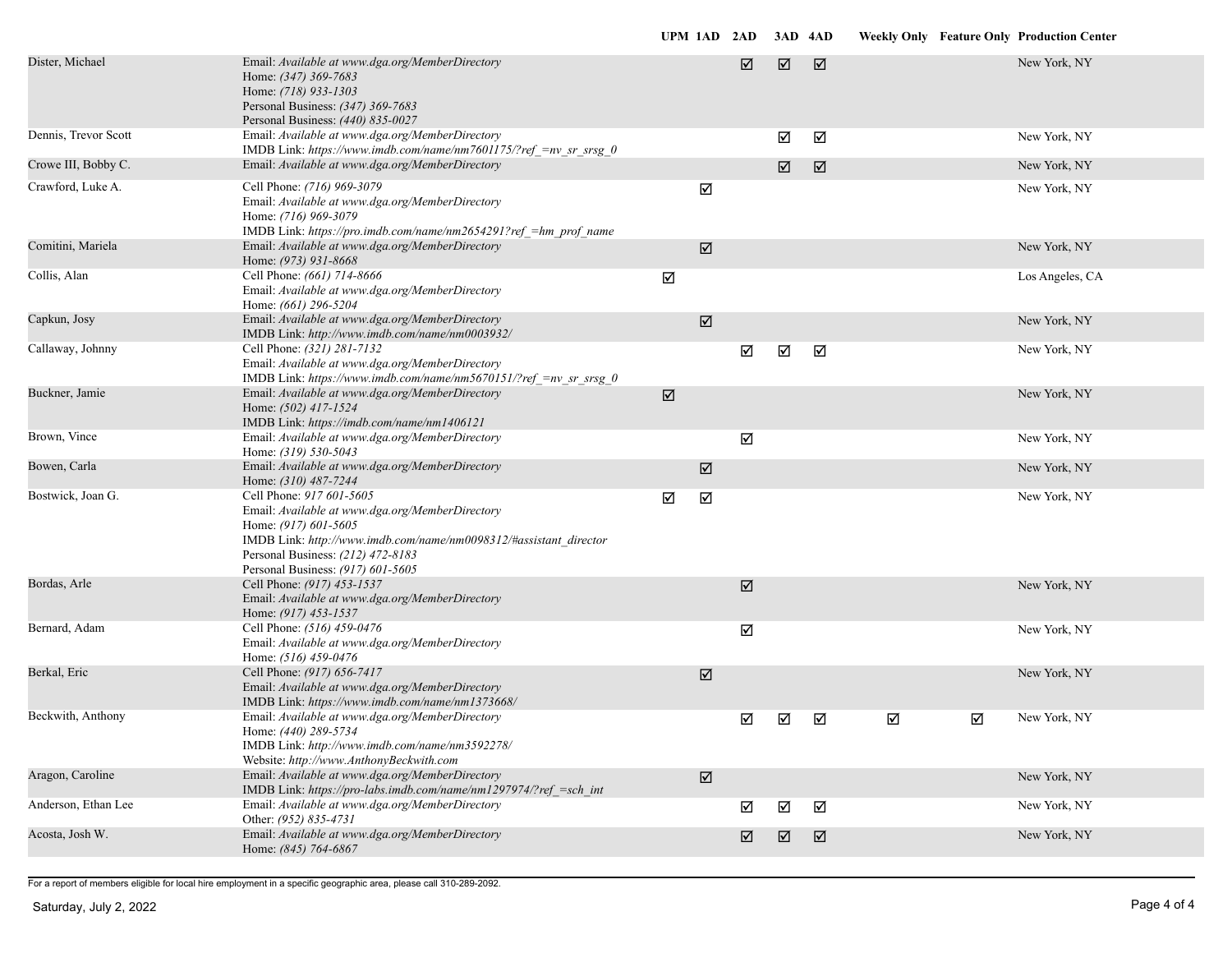| | | UPM | 1AD | 2AD | 3AD | 4AD | Weekly Only | Feature Only | Production Center |
|---|---|---|---|---|---|---|---|---|---|
| Dister, Michael | Email: *Available at www.dga.org/MemberDirectory*<br>Home: *(347) 369-7683*<br>Home: *(718) 933-1303*<br>Personal Business: *(347) 369-7683*<br>Personal Business: *(440) 835-0027* | | | ☑ | ☑ | ☑ | | | New York, NY |
| Dennis, Trevor Scott | Email: *Available at www.dga.org/MemberDirectory*<br>IMDB Link: *https://www.imdb.com/name/nm7601175/?ref_=nv_sr_srsg_0* | | | | ☑ | ☑ | | | New York, NY |
| Crowe III, Bobby C. | Email: *Available at www.dga.org/MemberDirectory* | | | | ☑ | ☑ | | | New York, NY |
| Crawford, Luke A. | Cell Phone: *(716) 969-3079*<br>Email: *Available at www.dga.org/MemberDirectory*<br>Home: *(716) 969-3079*<br>IMDB Link: *https://pro.imdb.com/name/nm2654291?ref_=hm_prof_name* | | ☑ | | | | | | New York, NY |
| Comitini, Mariela | Email: *Available at www.dga.org/MemberDirectory*<br>Home: *(973) 931-8668* | | ☑ | | | | | | New York, NY |
| Collis, Alan | Cell Phone: *(661) 714-8666*<br>Email: *Available at www.dga.org/MemberDirectory*<br>Home: *(661) 296-5204* | ☑ | | | | | | | Los Angeles, CA |
| Capkun, Josy | Email: *Available at www.dga.org/MemberDirectory*<br>IMDB Link: *http://www.imdb.com/name/nm0003932/* | | ☑ | | | | | | New York, NY |
| Callaway, Johnny | Cell Phone: *(321) 281-7132*<br>Email: *Available at www.dga.org/MemberDirectory*<br>IMDB Link: *https://www.imdb.com/name/nm5670151/?ref_=nv_sr_srsg_0* | | | ☑ | ☑ | ☑ | | | New York, NY |
| Buckner, Jamie | Email: *Available at www.dga.org/MemberDirectory*<br>Home: *(502) 417-1524*<br>IMDB Link: *https://imdb.com/name/nm1406121* | ☑ | | | | | | | New York, NY |
| Brown, Vince | Email: *Available at www.dga.org/MemberDirectory*<br>Home: *(319) 530-5043* | | | ☑ | | | | | New York, NY |
| Bowen, Carla | Email: *Available at www.dga.org/MemberDirectory*<br>Home: *(310) 487-7244* | | ☑ | | | | | | New York, NY |
| Bostwick, Joan G. | Cell Phone: *917 601-5605*<br>Email: *Available at www.dga.org/MemberDirectory*<br>Home: *(917) 601-5605*<br>IMDB Link: *http://www.imdb.com/name/nm0098312/#assistant_director*<br>Personal Business: *(212) 472-8183*<br>Personal Business: *(917) 601-5605* | ☑ | ☑ | | | | | | New York, NY |
| Bordas, Arle | Cell Phone: *(917) 453-1537*<br>Email: *Available at www.dga.org/MemberDirectory*<br>Home: *(917) 453-1537* | | | ☑ | | | | | New York, NY |
| Bernard, Adam | Cell Phone: *(516) 459-0476*<br>Email: *Available at www.dga.org/MemberDirectory*<br>Home: *(516) 459-0476* | | | ☑ | | | | | New York, NY |
| Berkal, Eric | Cell Phone: *(917) 656-7417*<br>Email: *Available at www.dga.org/MemberDirectory*<br>IMDB Link: *https://www.imdb.com/name/nm1373668/* | | ☑ | | | | | | New York, NY |
| Beckwith, Anthony | Email: *Available at www.dga.org/MemberDirectory*<br>Home: *(440) 289-5734*<br>IMDB Link: *http://www.imdb.com/name/nm3592278/*<br>Website: *http://www.AnthonyBeckwith.com* | | | ☑ | ☑ | ☑ | ☑ | ☑ | New York, NY |
| Aragon, Caroline | Email: *Available at www.dga.org/MemberDirectory*<br>IMDB Link: *https://pro-labs.imdb.com/name/nm1297974/?ref_=sch_int* | | ☑ | | | | | | New York, NY |
| Anderson, Ethan Lee | Email: *Available at www.dga.org/MemberDirectory*<br>Other: *(952) 835-4731* | | | ☑ | ☑ | ☑ | | | New York, NY |
| Acosta, Josh W. | Email: *Available at www.dga.org/MemberDirectory*<br>Home: *(845) 764-6867* | | | ☑ | ☑ | ☑ | | | New York, NY |

For a report of members eligible for local hire employment in a specific geographic area, please call 310-289-2092.

Saturday, July 2, 2022